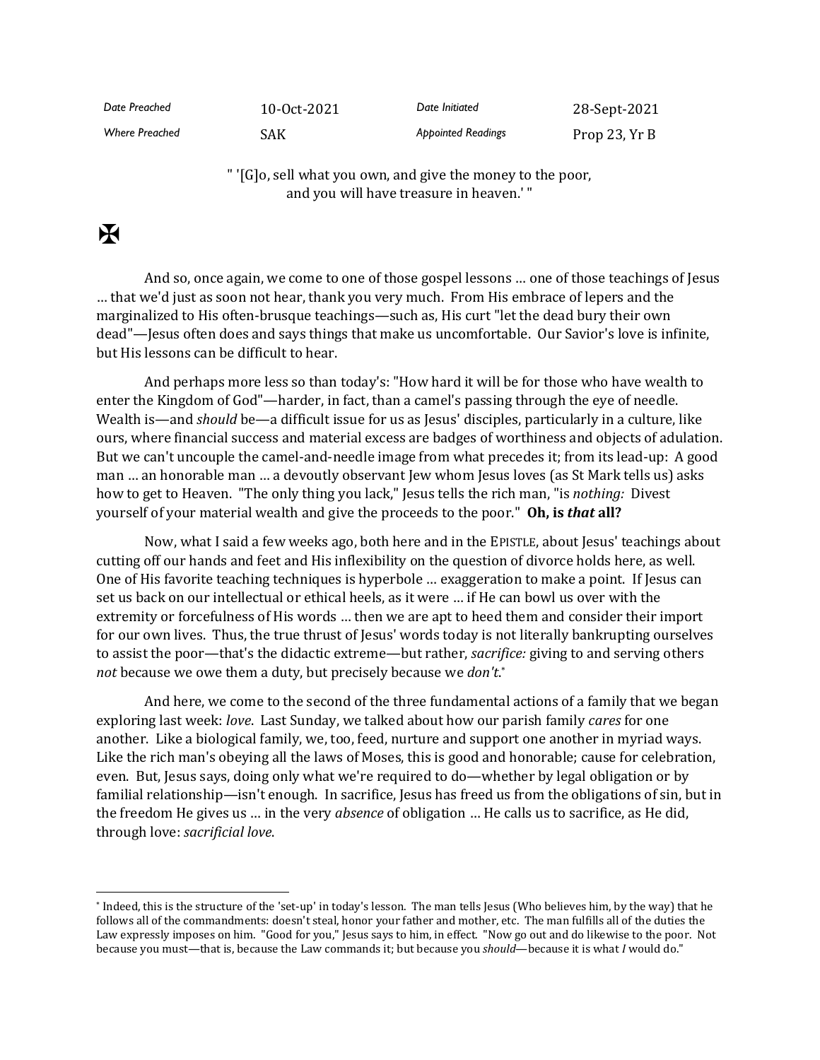| Date Preached | 10-Oct-2021 | Date Initiated | 28-Sept-2021 |
|---|---|---|---|
| Where Preached | SAK | Appointed Readings | Prop 23, Yr B |

" '[G]o, sell what you own, and give the money to the poor,
and you will have treasure in heaven.' "

✠

And so, once again, we come to one of those gospel lessons … one of those teachings of Jesus … that we'd just as soon not hear, thank you very much. From His embrace of lepers and the marginalized to His often-brusque teachings—such as, His curt "let the dead bury their own dead"—Jesus often does and says things that make us uncomfortable. Our Savior's love is infinite, but His lessons can be difficult to hear.

And perhaps more less so than today's: "How hard it will be for those who have wealth to enter the Kingdom of God"—harder, in fact, than a camel's passing through the eye of needle. Wealth is—and *should* be—a difficult issue for us as Jesus' disciples, particularly in a culture, like ours, where financial success and material excess are badges of worthiness and objects of adulation. But we can't uncouple the camel-and-needle image from what precedes it; from its lead-up: A good man … an honorable man … a devoutly observant Jew whom Jesus loves (as St Mark tells us) asks how to get to Heaven. "The only thing you lack," Jesus tells the rich man, "is *nothing:* Divest yourself of your material wealth and give the proceeds to the poor." **Oh, is *that* all?**

Now, what I said a few weeks ago, both here and in the EPISTLE, about Jesus' teachings about cutting off our hands and feet and His inflexibility on the question of divorce holds here, as well. One of His favorite teaching techniques is hyperbole … exaggeration to make a point. If Jesus can set us back on our intellectual or ethical heels, as it were … if He can bowl us over with the extremity or forcefulness of His words … then we are apt to heed them and consider their import for our own lives. Thus, the true thrust of Jesus' words today is not literally bankrupting ourselves to assist the poor—that's the didactic extreme—but rather, *sacrifice:* giving to and serving others *not* because we owe them a duty, but precisely because we *don't*.*

And here, we come to the second of the three fundamental actions of a family that we began exploring last week: *love*. Last Sunday, we talked about how our parish family *cares* for one another. Like a biological family, we, too, feed, nurture and support one another in myriad ways. Like the rich man's obeying all the laws of Moses, this is good and honorable; cause for celebration, even. But, Jesus says, doing only what we're required to do—whether by legal obligation or by familial relationship—isn't enough. In sacrifice, Jesus has freed us from the obligations of sin, but in the freedom He gives us … in the very *absence* of obligation … He calls us to sacrifice, as He did, through love: *sacrificial love*.

---

* Indeed, this is the structure of the 'set-up' in today's lesson. The man tells Jesus (Who believes him, by the way) that he follows all of the commandments: doesn't steal, honor your father and mother, etc. The man fulfills all of the duties the Law expressly imposes on him. "Good for you," Jesus says to him, in effect. "Now go out and do likewise to the poor. Not because you must—that is, because the Law commands it; but because you *should*—because it is what *I* would do."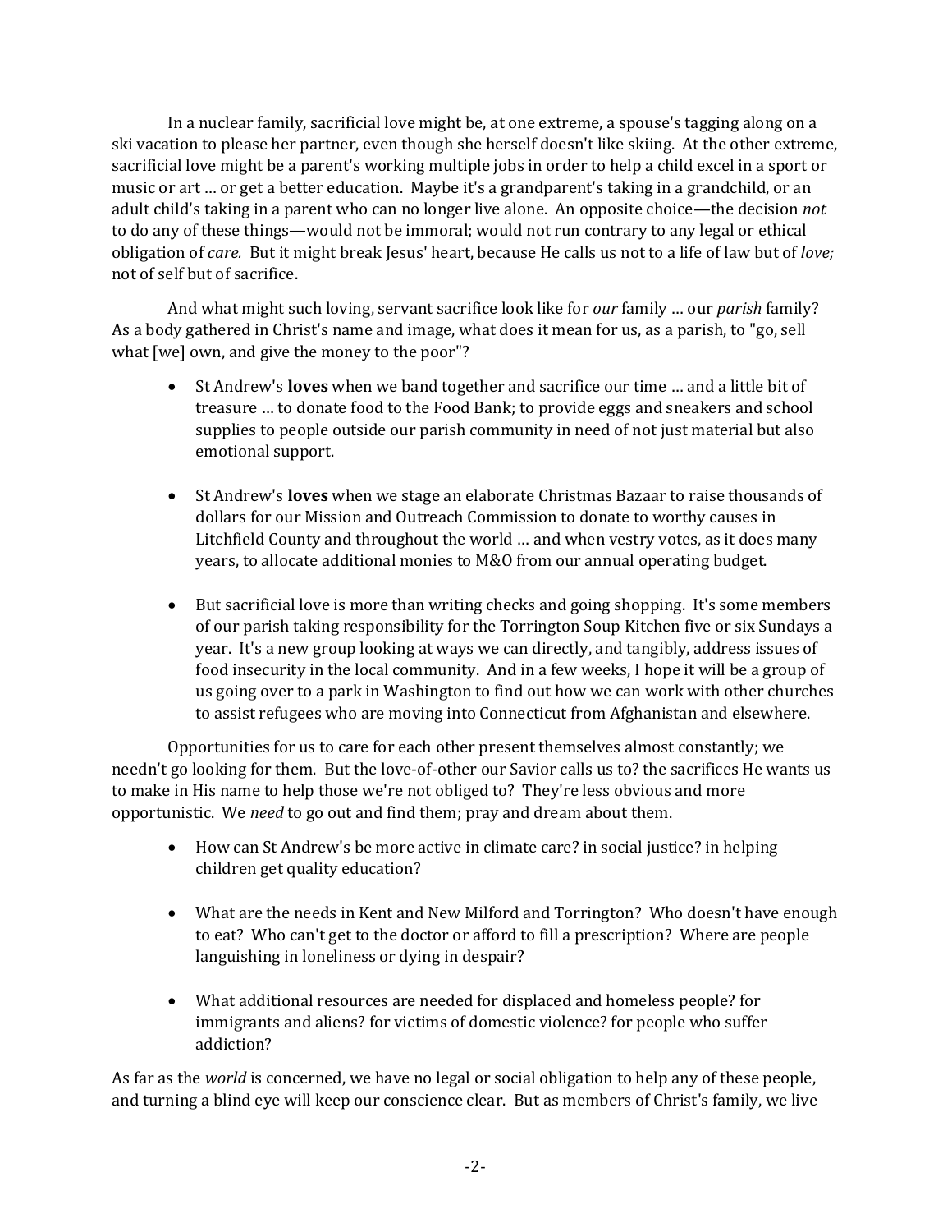In a nuclear family, sacrificial love might be, at one extreme, a spouse's tagging along on a ski vacation to please her partner, even though she herself doesn't like skiing. At the other extreme, sacrificial love might be a parent's working multiple jobs in order to help a child excel in a sport or music or art … or get a better education. Maybe it's a grandparent's taking in a grandchild, or an adult child's taking in a parent who can no longer live alone. An opposite choice—the decision *not* to do any of these things—would not be immoral; would not run contrary to any legal or ethical obligation of *care.* But it might break Jesus' heart, because He calls us not to a life of law but of *love;* not of self but of sacrifice.

And what might such loving, servant sacrifice look like for *our* family … our *parish* family? As a body gathered in Christ's name and image, what does it mean for us, as a parish, to "go, sell what [we] own, and give the money to the poor"?

- St Andrew's **loves** when we band together and sacrifice our time … and a little bit of treasure … to donate food to the Food Bank; to provide eggs and sneakers and school supplies to people outside our parish community in need of not just material but also emotional support.

- St Andrew's **loves** when we stage an elaborate Christmas Bazaar to raise thousands of dollars for our Mission and Outreach Commission to donate to worthy causes in Litchfield County and throughout the world … and when vestry votes, as it does many years, to allocate additional monies to M&O from our annual operating budget.

- But sacrificial love is more than writing checks and going shopping. It's some members of our parish taking responsibility for the Torrington Soup Kitchen five or six Sundays a year. It's a new group looking at ways we can directly, and tangibly, address issues of food insecurity in the local community. And in a few weeks, I hope it will be a group of us going over to a park in Washington to find out how we can work with other churches to assist refugees who are moving into Connecticut from Afghanistan and elsewhere.

Opportunities for us to care for each other present themselves almost constantly; we needn't go looking for them. But the love-of-other our Savior calls us to? the sacrifices He wants us to make in His name to help those we're not obliged to? They're less obvious and more opportunistic. We *need* to go out and find them; pray and dream about them.

- How can St Andrew's be more active in climate care? in social justice? in helping children get quality education?

- What are the needs in Kent and New Milford and Torrington? Who doesn't have enough to eat? Who can't get to the doctor or afford to fill a prescription? Where are people languishing in loneliness or dying in despair?

- What additional resources are needed for displaced and homeless people? for immigrants and aliens? for victims of domestic violence? for people who suffer addiction?

As far as the *world* is concerned, we have no legal or social obligation to help any of these people, and turning a blind eye will keep our conscience clear. But as members of Christ's family, we live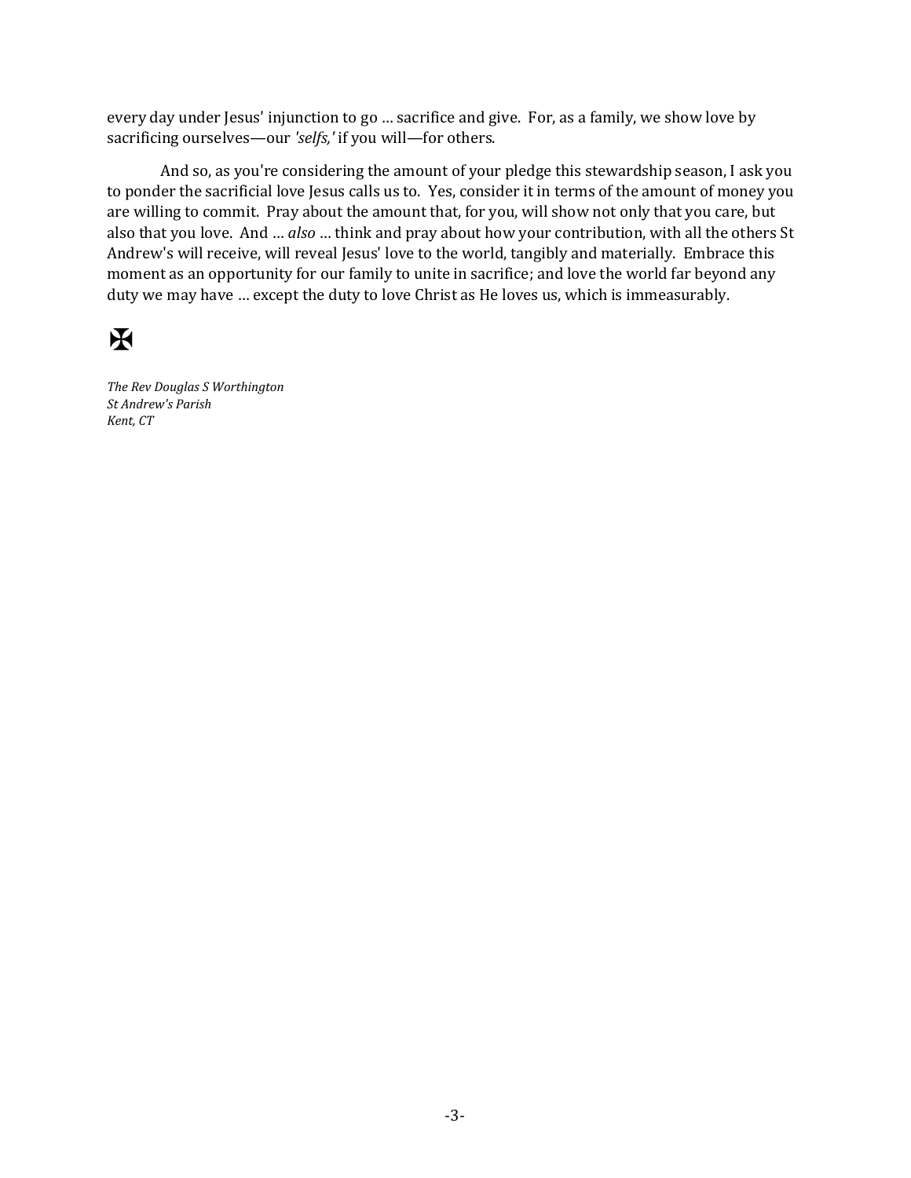every day under Jesus' injunction to go … sacrifice and give. For, as a family, we show love by sacrificing ourselves—our *'selfs,'* if you will—for others.

And so, as you're considering the amount of your pledge this stewardship season, I ask you to ponder the sacrificial love Jesus calls us to. Yes, consider it in terms of the amount of money you are willing to commit. Pray about the amount that, for you, will show not only that you care, but also that you love. And … *also* … think and pray about how your contribution, with all the others St Andrew's will receive, will reveal Jesus' love to the world, tangibly and materially. Embrace this moment as an opportunity for our family to unite in sacrifice; and love the world far beyond any duty we may have … except the duty to love Christ as He loves us, which is immeasurably.

✠

*The Rev Douglas S Worthington*
*St Andrew's Parish*
*Kent, CT*